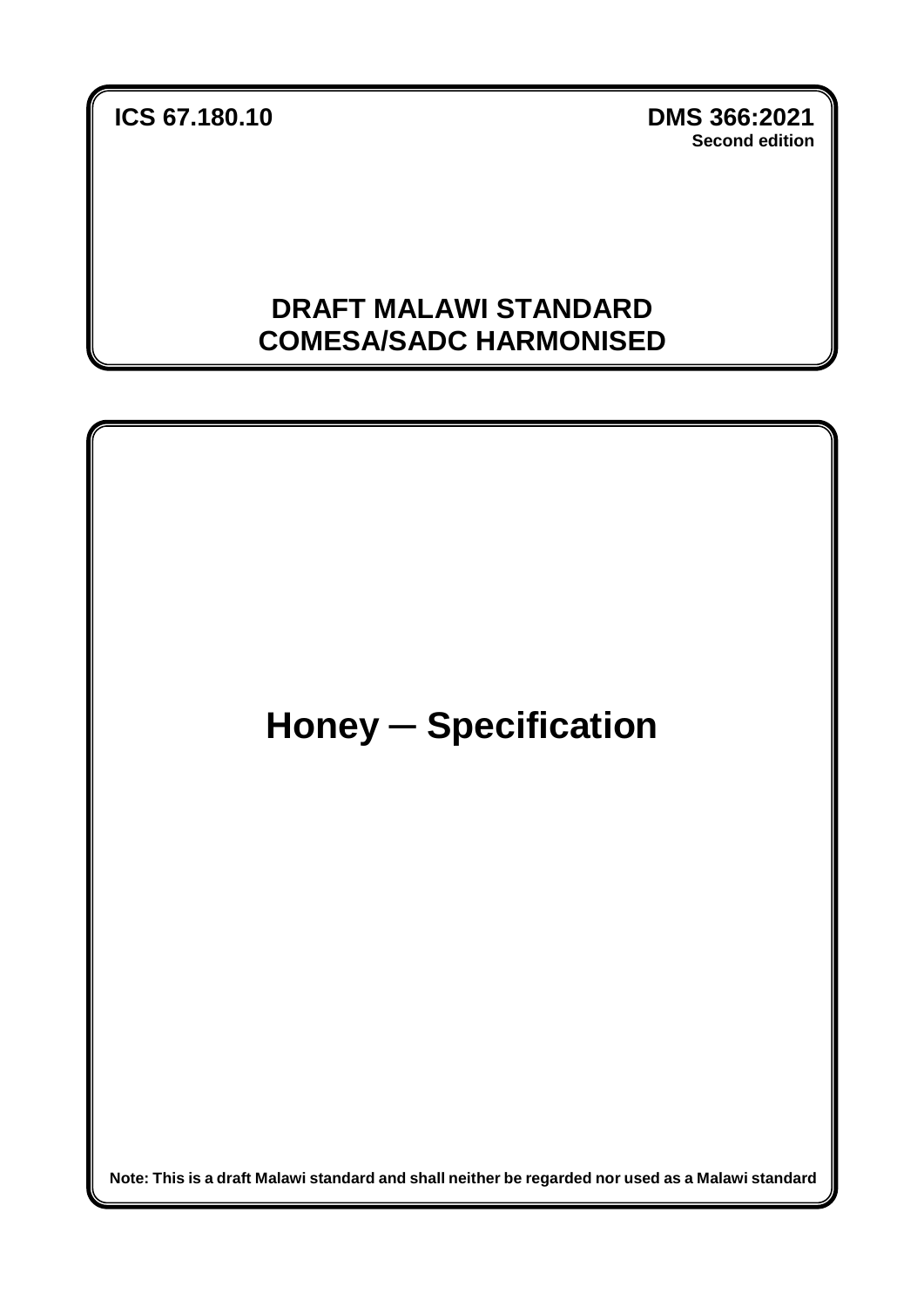**ICS 67.180.10**

**DMS 366:2021**
**Second edition**

# DRAFT MALAWI STANDARD
# COMESA/SADC HARMONISED

# Honey ─ Specification

**Note: This is a draft Malawi standard and shall neither be regarded nor used as a Malawi standard**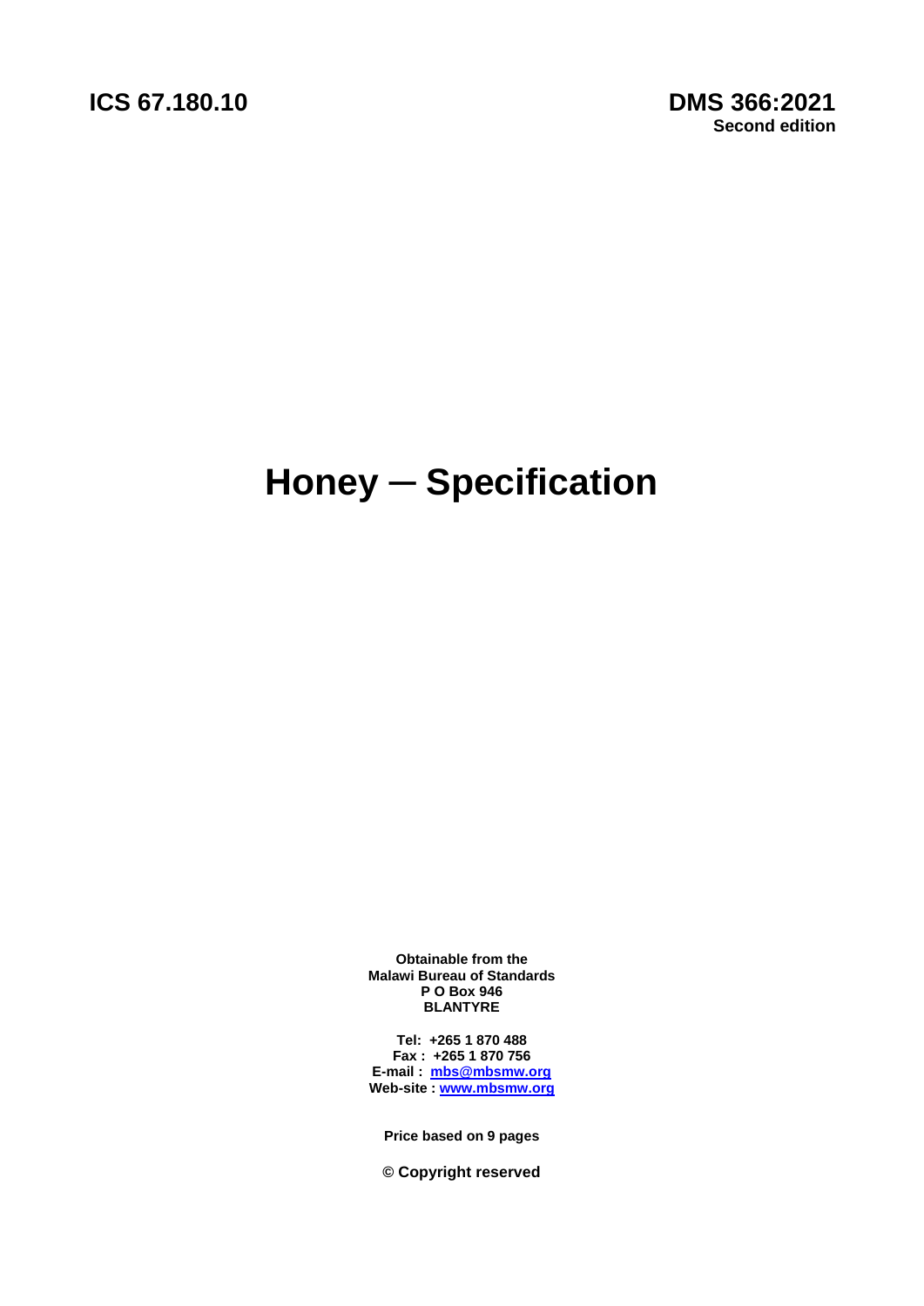**ICS 67.180.10**

**DMS 366:2021**
**Second edition**

# Honey ─ Specification

**Obtainable from the**
**Malawi Bureau of Standards**
**P O Box 946**
**BLANTYRE**

**Tel: +265 1 870 488**
**Fax : +265 1 870 756**
**E-mail : mbs@mbsmw.org**
**Web-site : www.mbsmw.org**

**Price based on 9 pages**

**© Copyright reserved**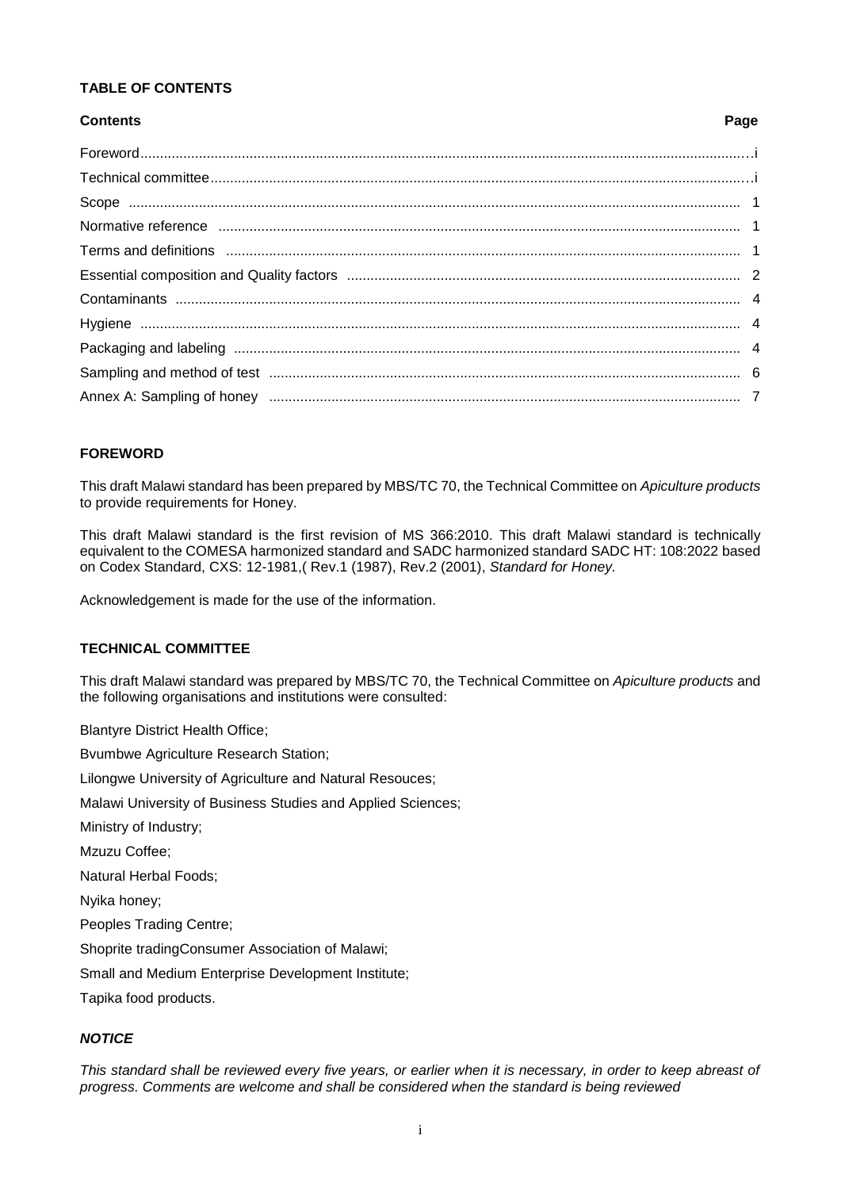**TABLE OF CONTENTS**

| Contents | Page |
|---|---|
| Foreword | i |
| Technical committee | i |
| Scope | 1 |
| Normative reference | 1 |
| Terms and definitions | 1 |
| Essential composition and Quality factors | 2 |
| Contaminants | 4 |
| Hygiene | 4 |
| Packaging and labeling | 4 |
| Sampling and method of test | 6 |
| Annex A: Sampling of honey | 7 |

## FOREWORD

This draft Malawi standard has been prepared by MBS/TC 70, the Technical Committee on *Apiculture products* to provide requirements for Honey.

This draft Malawi standard is the first revision of MS 366:2010. This draft Malawi standard is technically equivalent to the COMESA harmonized standard and SADC harmonized standard SADC HT: 108:2022 based on Codex Standard, CXS: 12-1981,( Rev.1 (1987), Rev.2 (2001), *Standard for Honey.*

Acknowledgement is made for the use of the information.

## TECHNICAL COMMITTEE

This draft Malawi standard was prepared by MBS/TC 70, the Technical Committee on *Apiculture products* and the following organisations and institutions were consulted:

Blantyre District Health Office;

Bvumbwe Agriculture Research Station;

Lilongwe University of Agriculture and Natural Resouces;

Malawi University of Business Studies and Applied Sciences;

Ministry of Industry;

Mzuzu Coffee;

Natural Herbal Foods;

Nyika honey;

Peoples Trading Centre;

Shoprite tradingConsumer Association of Malawi;

Small and Medium Enterprise Development Institute;

Tapika food products.

### *NOTICE*

*This standard shall be reviewed every five years, or earlier when it is necessary, in order to keep abreast of progress. Comments are welcome and shall be considered when the standard is being reviewed*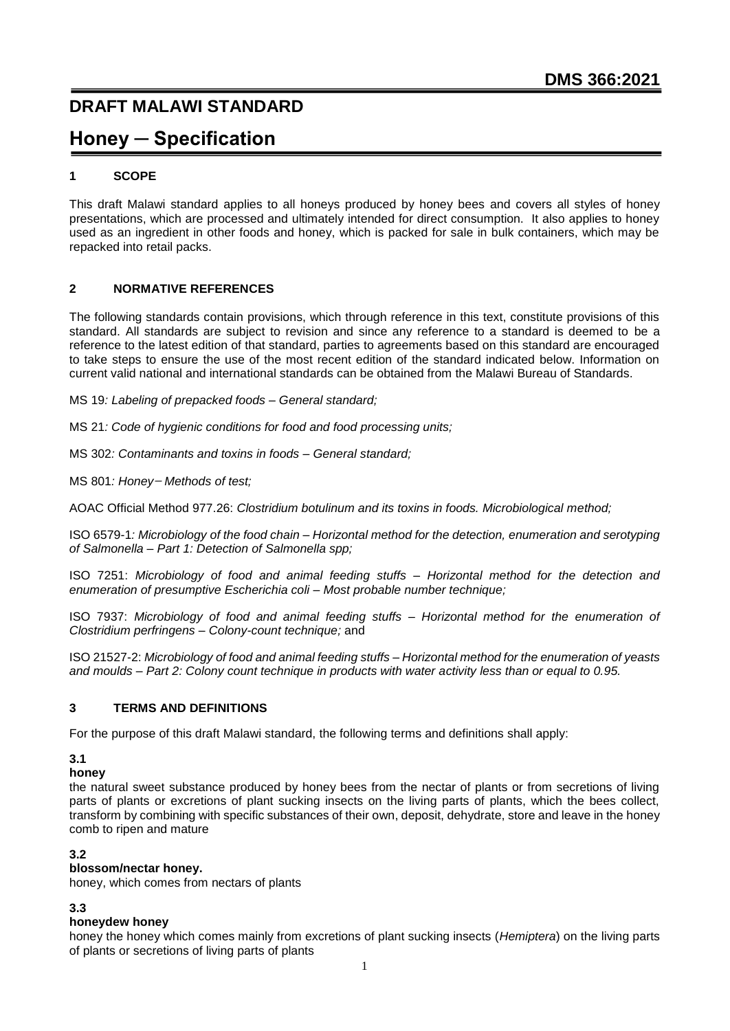**DMS 366:2021**

# DRAFT MALAWI STANDARD

# Honey ─ Specification

## 1 SCOPE

This draft Malawi standard applies to all honeys produced by honey bees and covers all styles of honey presentations, which are processed and ultimately intended for direct consumption. It also applies to honey used as an ingredient in other foods and honey, which is packed for sale in bulk containers, which may be repacked into retail packs.

## 2 NORMATIVE REFERENCES

The following standards contain provisions, which through reference in this text, constitute provisions of this standard. All standards are subject to revision and since any reference to a standard is deemed to be a reference to the latest edition of that standard, parties to agreements based on this standard are encouraged to take steps to ensure the use of the most recent edition of the standard indicated below. Information on current valid national and international standards can be obtained from the Malawi Bureau of Standards.

MS 19*: Labeling of prepacked foods – General standard;*

MS 21*: Code of hygienic conditions for food and food processing units;*

MS 302*: Contaminants and toxins in foods – General standard;*

MS 801*: Honey− Methods of test;*

AOAC Official Method 977.26: *Clostridium botulinum and its toxins in foods. Microbiological method;*

ISO 6579-1*: Microbiology of the food chain – Horizontal method for the detection, enumeration and serotyping of Salmonella – Part 1: Detection of Salmonella spp;*

ISO 7251: *Microbiology of food and animal feeding stuffs – Horizontal method for the detection and enumeration of presumptive Escherichia coli – Most probable number technique;*

ISO 7937: *Microbiology of food and animal feeding stuffs – Horizontal method for the enumeration of Clostridium perfringens – Colony-count technique;* and

ISO 21527-2: *Microbiology of food and animal feeding stuffs – Horizontal method for the enumeration of yeasts and moulds – Part 2: Colony count technique in products with water activity less than or equal to 0.95.*

## 3 TERMS AND DEFINITIONS

For the purpose of this draft Malawi standard, the following terms and definitions shall apply:

**3.1**
**honey**
the natural sweet substance produced by honey bees from the nectar of plants or from secretions of living parts of plants or excretions of plant sucking insects on the living parts of plants, which the bees collect, transform by combining with specific substances of their own, deposit, dehydrate, store and leave in the honey comb to ripen and mature

**3.2**
**blossom/nectar honey.**
honey, which comes from nectars of plants

**3.3**
**honeydew honey**
honey the honey which comes mainly from excretions of plant sucking insects (*Hemiptera*) on the living parts of plants or secretions of living parts of plants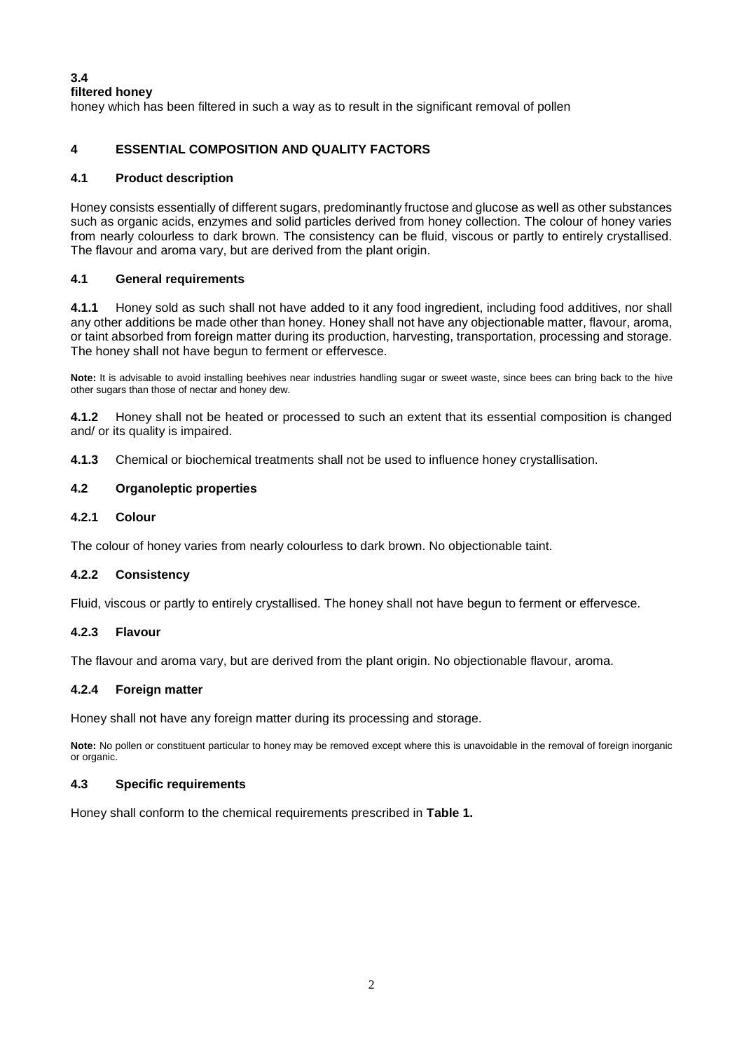**3.4**
**filtered honey**
honey which has been filtered in such a way as to result in the significant removal of pollen

## 4 ESSENTIAL COMPOSITION AND QUALITY FACTORS

### 4.1 Product description

Honey consists essentially of different sugars, predominantly fructose and glucose as well as other substances such as organic acids, enzymes and solid particles derived from honey collection. The colour of honey varies from nearly colourless to dark brown. The consistency can be fluid, viscous or partly to entirely crystallised. The flavour and aroma vary, but are derived from the plant origin.

### 4.1 General requirements

**4.1.1** Honey sold as such shall not have added to it any food ingredient, including food additives, nor shall any other additions be made other than honey. Honey shall not have any objectionable matter, flavour, aroma, or taint absorbed from foreign matter during its production, harvesting, transportation, processing and storage. The honey shall not have begun to ferment or effervesce.

**Note:** It is advisable to avoid installing beehives near industries handling sugar or sweet waste, since bees can bring back to the hive other sugars than those of nectar and honey dew.

**4.1.2** Honey shall not be heated or processed to such an extent that its essential composition is changed and/ or its quality is impaired.

**4.1.3** Chemical or biochemical treatments shall not be used to influence honey crystallisation.

### 4.2 Organoleptic properties

#### 4.2.1 Colour

The colour of honey varies from nearly colourless to dark brown. No objectionable taint.

#### 4.2.2 Consistency

Fluid, viscous or partly to entirely crystallised. The honey shall not have begun to ferment or effervesce.

#### 4.2.3 Flavour

The flavour and aroma vary, but are derived from the plant origin. No objectionable flavour, aroma.

#### 4.2.4 Foreign matter

Honey shall not have any foreign matter during its processing and storage.

**Note:** No pollen or constituent particular to honey may be removed except where this is unavoidable in the removal of foreign inorganic or organic.

### 4.3 Specific requirements

Honey shall conform to the chemical requirements prescribed in **Table 1.**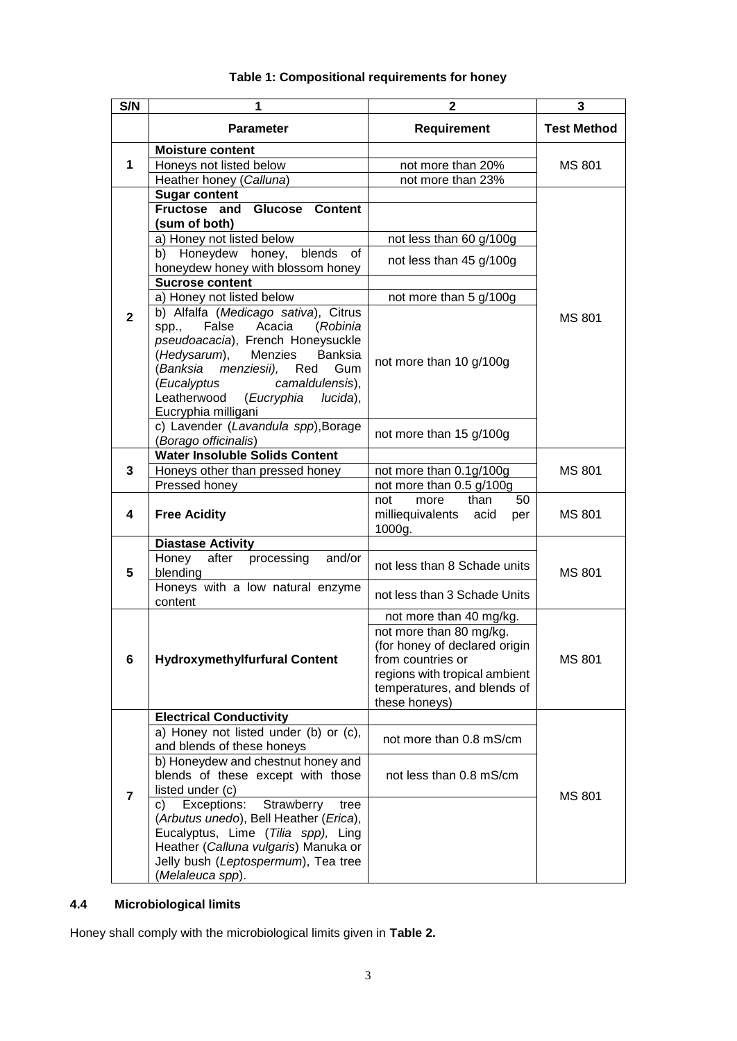**Table 1: Compositional requirements for honey**

| S/N | 1 | 2 | 3 |
|---|---|---|---|
| | **Parameter** | **Requirement** | **Test Method** |
| 1 | **Moisture content** | | MS 801 |
| | Honeys not listed below | not more than 20% | |
| | Heather honey (*Calluna*) | not more than 23% | |
| 2 | **Sugar content** | | MS 801 |
| | **Fructose and Glucose Content (sum of both)** | | |
| | a) Honey not listed below | not less than 60 g/100g | |
| | b) Honeydew honey, blends of honeydew honey with blossom honey | not less than 45 g/100g | |
| | **Sucrose content** | | |
| | a) Honey not listed below | not more than 5 g/100g | |
| | b) Alfalfa (*Medicago sativa*), Citrus spp., False Acacia (*Robinia pseudoacacia*), French Honeysuckle (*Hedysarum*), Menzies Banksia (*Banksia menziesii),* Red Gum (*Eucalyptus camaldulensis*), Leatherwood (*Eucryphia lucida*), Eucryphia milligani | not more than 10 g/100g | |
| | c) Lavender (*Lavandula spp*),Borage (*Borago officinalis*) | not more than 15 g/100g | |
| 3 | **Water Insoluble Solids Content** | | MS 801 |
| | Honeys other than pressed honey | not more than 0.1g/100g | |
| | Pressed honey | not more than 0.5 g/100g | |
| 4 | **Free Acidity** | not more than 50 milliequivalents acid per 1000g. | MS 801 |
| 5 | **Diastase Activity** | | MS 801 |
| | Honey after processing and/or blending | not less than 8 Schade units | |
| | Honeys with a low natural enzyme content | not less than 3 Schade Units | |
| 6 | **Hydroxymethylfurfural Content** | not more than 40 mg/kg. | MS 801 |
| | | not more than 80 mg/kg. (for honey of declared origin from countries or regions with tropical ambient temperatures, and blends of these honeys) | |
| 7 | **Electrical Conductivity** | | MS 801 |
| | a) Honey not listed under (b) or (c), and blends of these honeys | not more than 0.8 mS/cm | |
| | b) Honeydew and chestnut honey and blends of these except with those listed under (c) | not less than 0.8 mS/cm | |
| | c) Exceptions: Strawberry tree (*Arbutus unedo*), Bell Heather (*Erica*), Eucalyptus, Lime (*Tilia spp),* Ling Heather (*Calluna vulgaris*) Manuka or Jelly bush (*Leptospermum*), Tea tree (*Melaleuca spp*). | | |

### 4.4 Microbiological limits

Honey shall comply with the microbiological limits given in **Table 2.**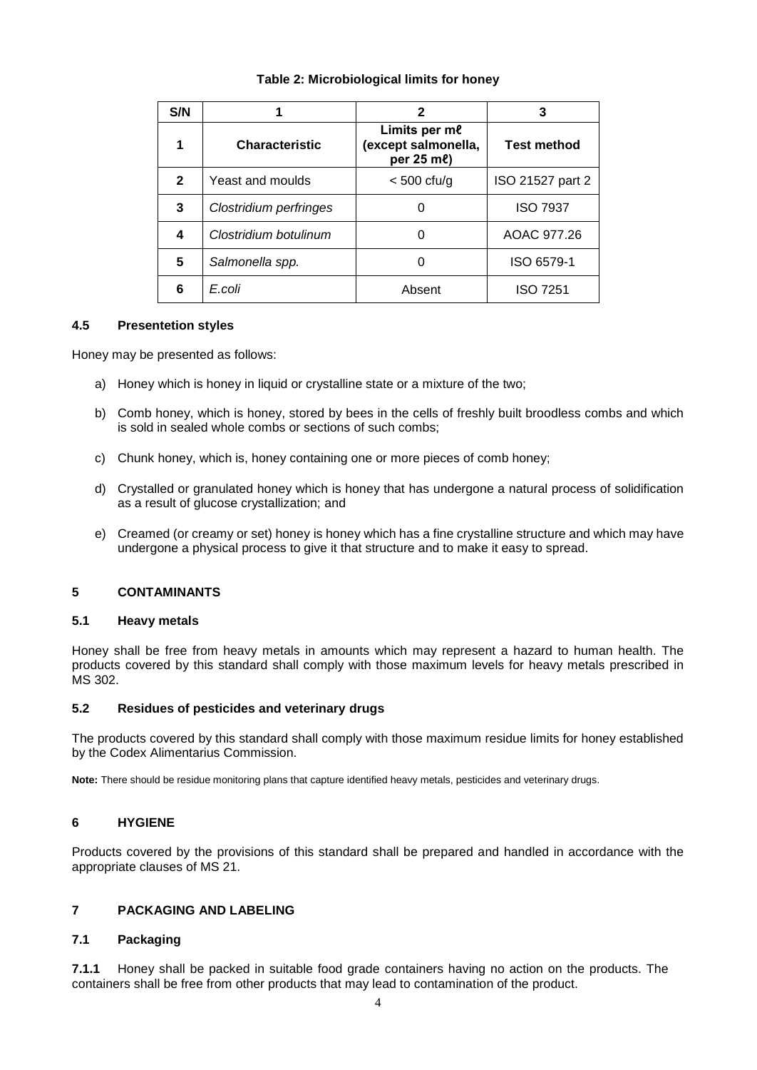**Table 2: Microbiological limits for honey**

| S/N | 1 | 2 | 3 |
|---|---|---|---|
| **1** | **Characteristic** | **Limits per mℓ (except salmonella, per 25 mℓ)** | **Test method** |
| **2** | Yeast and moulds | < 500 cfu/g | ISO 21527 part 2 |
| **3** | *Clostridium perfringes* | 0 | ISO 7937 |
| **4** | *Clostridium botulinum* | 0 | AOAC 977.26 |
| **5** | *Salmonella spp.* | 0 | ISO 6579-1 |
| **6** | *E.coli* | Absent | ISO 7251 |

### 4.5 Presentetion styles

Honey may be presented as follows:

a) Honey which is honey in liquid or crystalline state or a mixture of the two;

b) Comb honey, which is honey, stored by bees in the cells of freshly built broodless combs and which is sold in sealed whole combs or sections of such combs;

c) Chunk honey, which is, honey containing one or more pieces of comb honey;

d) Crystalled or granulated honey which is honey that has undergone a natural process of solidification as a result of glucose crystallization; and

e) Creamed (or creamy or set) honey is honey which has a fine crystalline structure and which may have undergone a physical process to give it that structure and to make it easy to spread.

## 5 CONTAMINANTS

### 5.1 Heavy metals

Honey shall be free from heavy metals in amounts which may represent a hazard to human health. The products covered by this standard shall comply with those maximum levels for heavy metals prescribed in MS 302.

### 5.2 Residues of pesticides and veterinary drugs

The products covered by this standard shall comply with those maximum residue limits for honey established by the Codex Alimentarius Commission.

**Note:** There should be residue monitoring plans that capture identified heavy metals, pesticides and veterinary drugs.

## 6 HYGIENE

Products covered by the provisions of this standard shall be prepared and handled in accordance with the appropriate clauses of MS 21.

## 7 PACKAGING AND LABELING

### 7.1 Packaging

**7.1.1** Honey shall be packed in suitable food grade containers having no action on the products. The containers shall be free from other products that may lead to contamination of the product.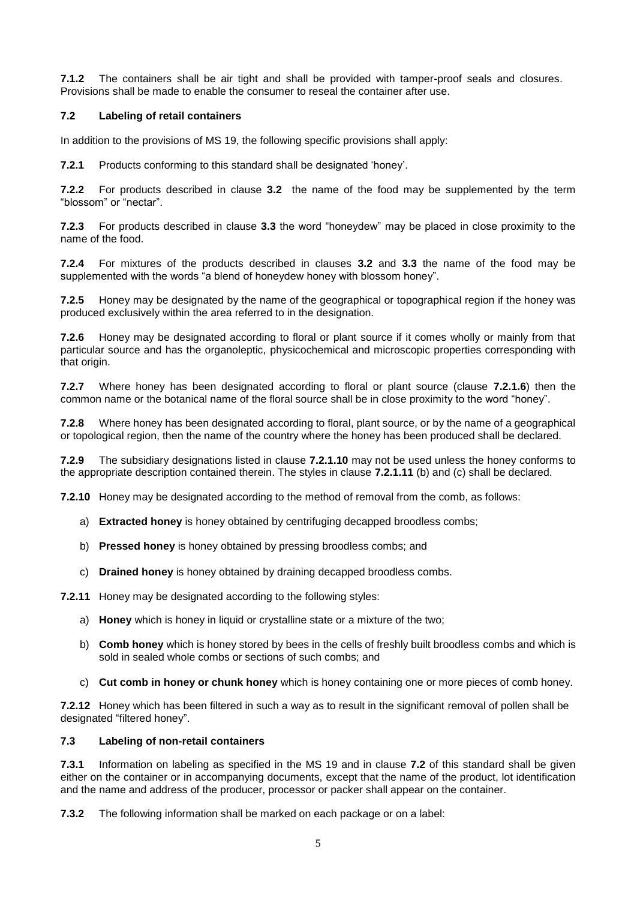**7.1.2** The containers shall be air tight and shall be provided with tamper-proof seals and closures. Provisions shall be made to enable the consumer to reseal the container after use.

### 7.2 Labeling of retail containers

In addition to the provisions of MS 19, the following specific provisions shall apply:

**7.2.1** Products conforming to this standard shall be designated 'honey'.

**7.2.2** For products described in clause **3.2** the name of the food may be supplemented by the term "blossom" or "nectar".

**7.2.3** For products described in clause **3.3** the word "honeydew" may be placed in close proximity to the name of the food.

**7.2.4** For mixtures of the products described in clauses **3.2** and **3.3** the name of the food may be supplemented with the words "a blend of honeydew honey with blossom honey".

**7.2.5** Honey may be designated by the name of the geographical or topographical region if the honey was produced exclusively within the area referred to in the designation.

**7.2.6** Honey may be designated according to floral or plant source if it comes wholly or mainly from that particular source and has the organoleptic, physicochemical and microscopic properties corresponding with that origin.

**7.2.7** Where honey has been designated according to floral or plant source (clause **7.2.1.6**) then the common name or the botanical name of the floral source shall be in close proximity to the word "honey".

**7.2.8** Where honey has been designated according to floral, plant source, or by the name of a geographical or topological region, then the name of the country where the honey has been produced shall be declared.

**7.2.9** The subsidiary designations listed in clause **7.2.1.10** may not be used unless the honey conforms to the appropriate description contained therein. The styles in clause **7.2.1.11** (b) and (c) shall be declared.

**7.2.10** Honey may be designated according to the method of removal from the comb, as follows:

a) **Extracted honey** is honey obtained by centrifuging decapped broodless combs;

b) **Pressed honey** is honey obtained by pressing broodless combs; and

c) **Drained honey** is honey obtained by draining decapped broodless combs.

**7.2.11** Honey may be designated according to the following styles:

a) **Honey** which is honey in liquid or crystalline state or a mixture of the two;

b) **Comb honey** which is honey stored by bees in the cells of freshly built broodless combs and which is sold in sealed whole combs or sections of such combs; and

c) **Cut comb in honey or chunk honey** which is honey containing one or more pieces of comb honey.

**7.2.12** Honey which has been filtered in such a way as to result in the significant removal of pollen shall be designated "filtered honey".

### 7.3 Labeling of non-retail containers

**7.3.1** Information on labeling as specified in the MS 19 and in clause **7.2** of this standard shall be given either on the container or in accompanying documents, except that the name of the product, lot identification and the name and address of the producer, processor or packer shall appear on the container.

**7.3.2** The following information shall be marked on each package or on a label: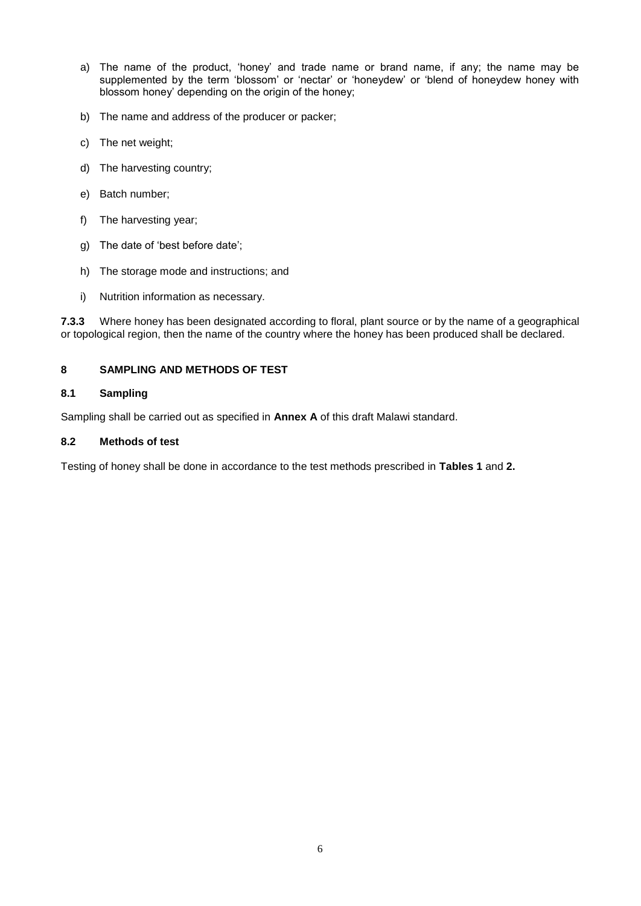a) The name of the product, 'honey' and trade name or brand name, if any; the name may be supplemented by the term 'blossom' or 'nectar' or 'honeydew' or 'blend of honeydew honey with blossom honey' depending on the origin of the honey;

b) The name and address of the producer or packer;

c) The net weight;

d) The harvesting country;

e) Batch number;

f) The harvesting year;

g) The date of 'best before date';

h) The storage mode and instructions; and

i) Nutrition information as necessary.

**7.3.3** Where honey has been designated according to floral, plant source or by the name of a geographical or topological region, then the name of the country where the honey has been produced shall be declared.

## 8 SAMPLING AND METHODS OF TEST

### 8.1 Sampling

Sampling shall be carried out as specified in **Annex A** of this draft Malawi standard.

### 8.2 Methods of test

Testing of honey shall be done in accordance to the test methods prescribed in **Tables 1** and **2.**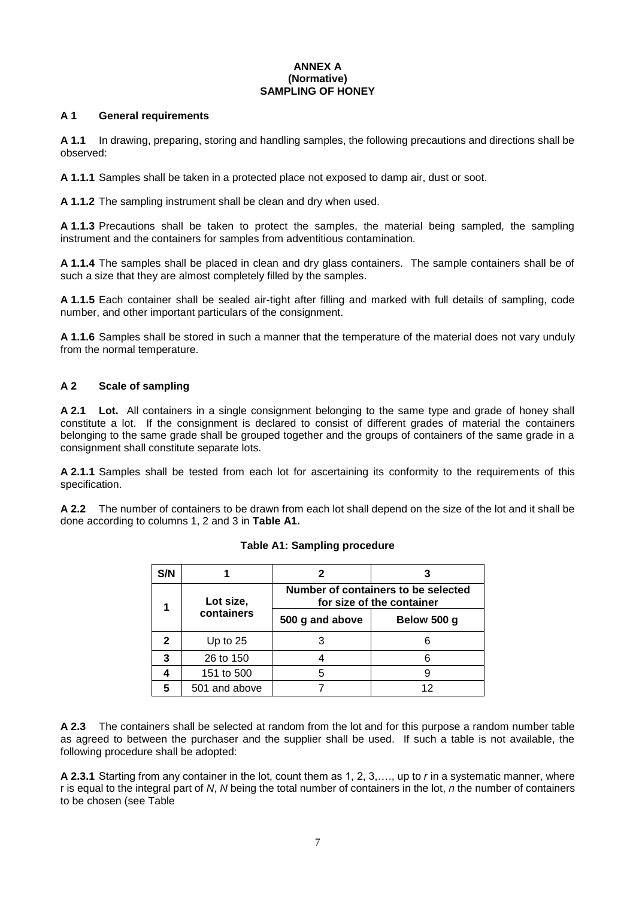# ANNEX A
**(Normative)**
## SAMPLING OF HONEY

### A 1 General requirements

**A 1.1** In drawing, preparing, storing and handling samples, the following precautions and directions shall be observed:

**A 1.1.1** Samples shall be taken in a protected place not exposed to damp air, dust or soot.

**A 1.1.2** The sampling instrument shall be clean and dry when used.

**A 1.1.3** Precautions shall be taken to protect the samples, the material being sampled, the sampling instrument and the containers for samples from adventitious contamination.

**A 1.1.4** The samples shall be placed in clean and dry glass containers. The sample containers shall be of such a size that they are almost completely filled by the samples.

**A 1.1.5** Each container shall be sealed air-tight after filling and marked with full details of sampling, code number, and other important particulars of the consignment.

**A 1.1.6** Samples shall be stored in such a manner that the temperature of the material does not vary unduly from the normal temperature.

### A 2 Scale of sampling

**A 2.1 Lot.** All containers in a single consignment belonging to the same type and grade of honey shall constitute a lot. If the consignment is declared to consist of different grades of material the containers belonging to the same grade shall be grouped together and the groups of containers of the same grade in a consignment shall constitute separate lots.

**A 2.1.1** Samples shall be tested from each lot for ascertaining its conformity to the requirements of this specification.

**A 2.2** The number of containers to be drawn from each lot shall depend on the size of the lot and it shall be done according to columns 1, 2 and 3 in **Table A1.**

**Table A1: Sampling procedure**

| S/N | 1 | 2 | 3 |
|---|---|---|---|
| 1 | Lot size, containers | Number of containers to be selected for size of the container | |
| | | 500 g and above | Below 500 g |
| 2 | Up to 25 | 3 | 6 |
| 3 | 26 to 150 | 4 | 6 |
| 4 | 151 to 500 | 5 | 9 |
| 5 | 501 and above | 7 | 12 |

**A 2.3** The containers shall be selected at random from the lot and for this purpose a random number table as agreed to between the purchaser and the supplier shall be used. If such a table is not available, the following procedure shall be adopted:

**A 2.3.1** Starting from any container in the lot, count them as 1, 2, 3,…., up to $r$ in a systematic manner, where r is equal to the integral part of $N$, $N$ being the total number of containers in the lot, $n$ the number of containers to be chosen (see Table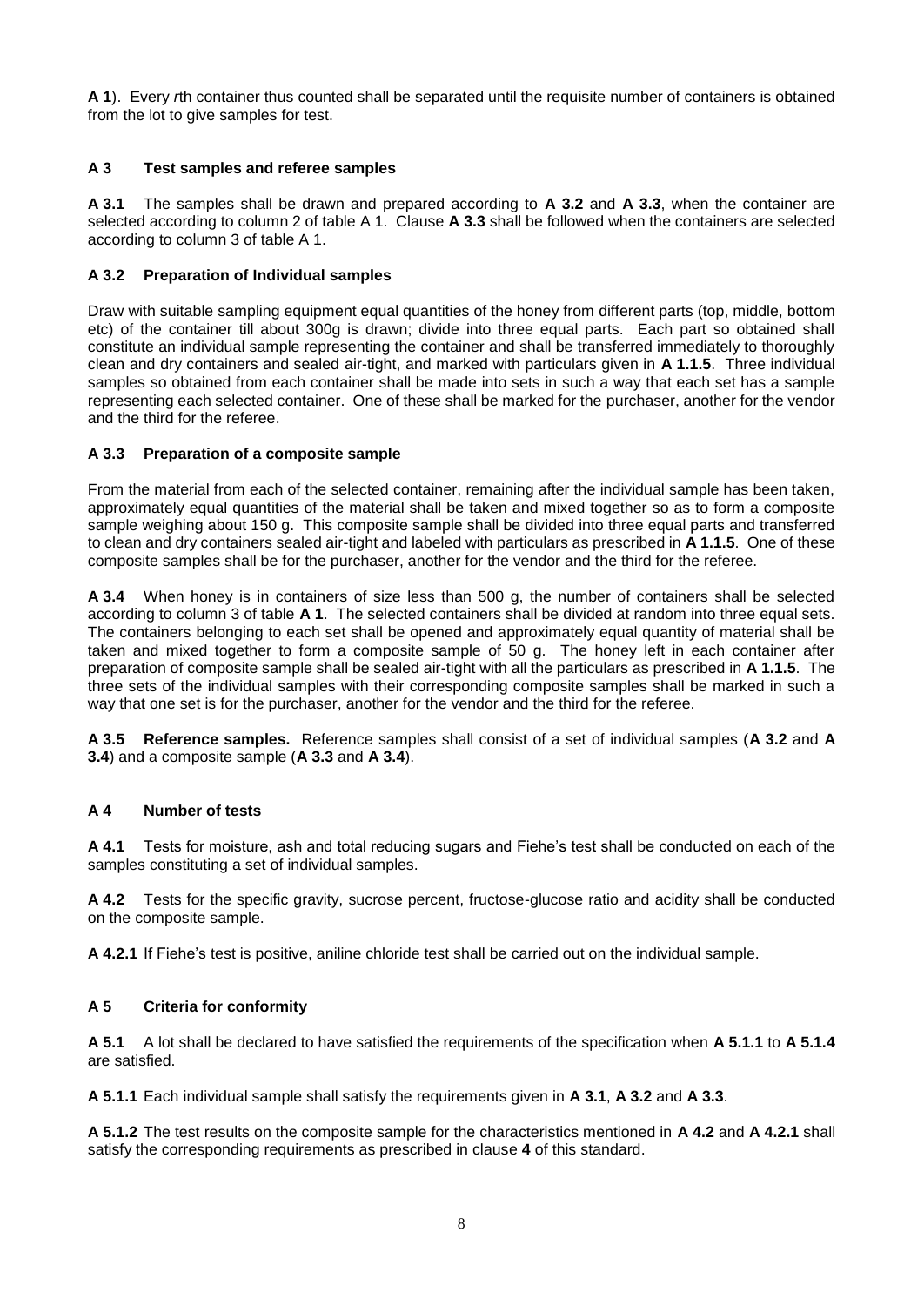**A 1**). Every *r*th container thus counted shall be separated until the requisite number of containers is obtained from the lot to give samples for test.

## A 3 Test samples and referee samples

**A 3.1** The samples shall be drawn and prepared according to **A 3.2** and **A 3.3**, when the container are selected according to column 2 of table A 1. Clause **A 3.3** shall be followed when the containers are selected according to column 3 of table A 1.

### A 3.2 Preparation of Individual samples

Draw with suitable sampling equipment equal quantities of the honey from different parts (top, middle, bottom etc) of the container till about 300g is drawn; divide into three equal parts. Each part so obtained shall constitute an individual sample representing the container and shall be transferred immediately to thoroughly clean and dry containers and sealed air-tight, and marked with particulars given in **A 1.1.5**. Three individual samples so obtained from each container shall be made into sets in such a way that each set has a sample representing each selected container. One of these shall be marked for the purchaser, another for the vendor and the third for the referee.

### A 3.3 Preparation of a composite sample

From the material from each of the selected container, remaining after the individual sample has been taken, approximately equal quantities of the material shall be taken and mixed together so as to form a composite sample weighing about 150 g. This composite sample shall be divided into three equal parts and transferred to clean and dry containers sealed air-tight and labeled with particulars as prescribed in **A 1.1.5**. One of these composite samples shall be for the purchaser, another for the vendor and the third for the referee.

**A 3.4** When honey is in containers of size less than 500 g, the number of containers shall be selected according to column 3 of table **A 1**. The selected containers shall be divided at random into three equal sets. The containers belonging to each set shall be opened and approximately equal quantity of material shall be taken and mixed together to form a composite sample of 50 g. The honey left in each container after preparation of composite sample shall be sealed air-tight with all the particulars as prescribed in **A 1.1.5**. The three sets of the individual samples with their corresponding composite samples shall be marked in such a way that one set is for the purchaser, another for the vendor and the third for the referee.

**A 3.5 Reference samples.** Reference samples shall consist of a set of individual samples (**A 3.2** and **A 3.4**) and a composite sample (**A 3.3** and **A 3.4**).

## A 4 Number of tests

**A 4.1** Tests for moisture, ash and total reducing sugars and Fiehe's test shall be conducted on each of the samples constituting a set of individual samples.

**A 4.2** Tests for the specific gravity, sucrose percent, fructose-glucose ratio and acidity shall be conducted on the composite sample.

**A 4.2.1** If Fiehe's test is positive, aniline chloride test shall be carried out on the individual sample.

## A 5 Criteria for conformity

**A 5.1** A lot shall be declared to have satisfied the requirements of the specification when **A 5.1.1** to **A 5.1.4** are satisfied.

**A 5.1.1** Each individual sample shall satisfy the requirements given in **A 3.1**, **A 3.2** and **A 3.3**.

**A 5.1.2** The test results on the composite sample for the characteristics mentioned in **A 4.2** and **A 4.2.1** shall satisfy the corresponding requirements as prescribed in clause **4** of this standard.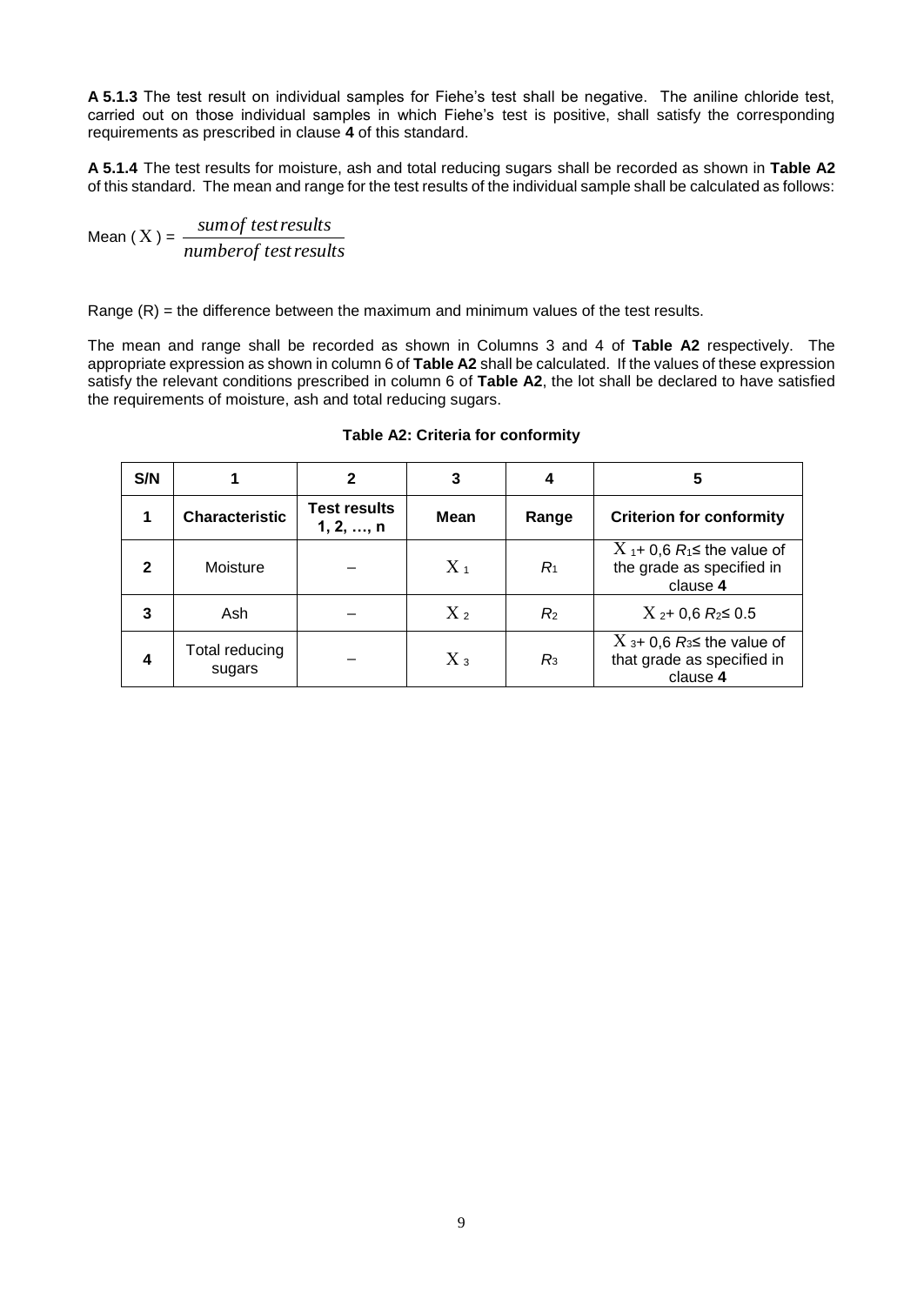**A 5.1.3** The test result on individual samples for Fiehe's test shall be negative. The aniline chloride test, carried out on those individual samples in which Fiehe's test is positive, shall satisfy the corresponding requirements as prescribed in clause **4** of this standard.

**A 5.1.4** The test results for moisture, ash and total reducing sugars shall be recorded as shown in **Table A2** of this standard. The mean and range for the test results of the individual sample shall be calculated as follows:

$$\text{Mean } (\bar{X}) = \frac{\text{sum of test results}}{\text{number of test results}}$$

Range (R) = the difference between the maximum and minimum values of the test results.

The mean and range shall be recorded as shown in Columns 3 and 4 of **Table A2** respectively. The appropriate expression as shown in column 6 of **Table A2** shall be calculated. If the values of these expression satisfy the relevant conditions prescribed in column 6 of **Table A2**, the lot shall be declared to have satisfied the requirements of moisture, ash and total reducing sugars.

**Table A2: Criteria for conformity**

| S/N | 1 | 2 | 3 | 4 | 5 |
|---|---|---|---|---|---|
| **1** | **Characteristic** | **Test results 1, 2, …, n** | **Mean** | **Range** | **Criterion for conformity** |
| **2** | Moisture | – | $\bar{X}_1$ | $R_1$ | $\bar{X}_1 + 0{,}6\ R_1 \leq$ the value of the grade as specified in clause **4** |
| **3** | Ash | – | $\bar{X}_2$ | $R_2$ | $\bar{X}_2 + 0{,}6\ R_2 \leq 0.5$ |
| **4** | Total reducing sugars | – | $\bar{X}_3$ | $R_3$ | $\bar{X}_3 + 0{,}6\ R_3 \leq$ the value of that grade as specified in clause **4** |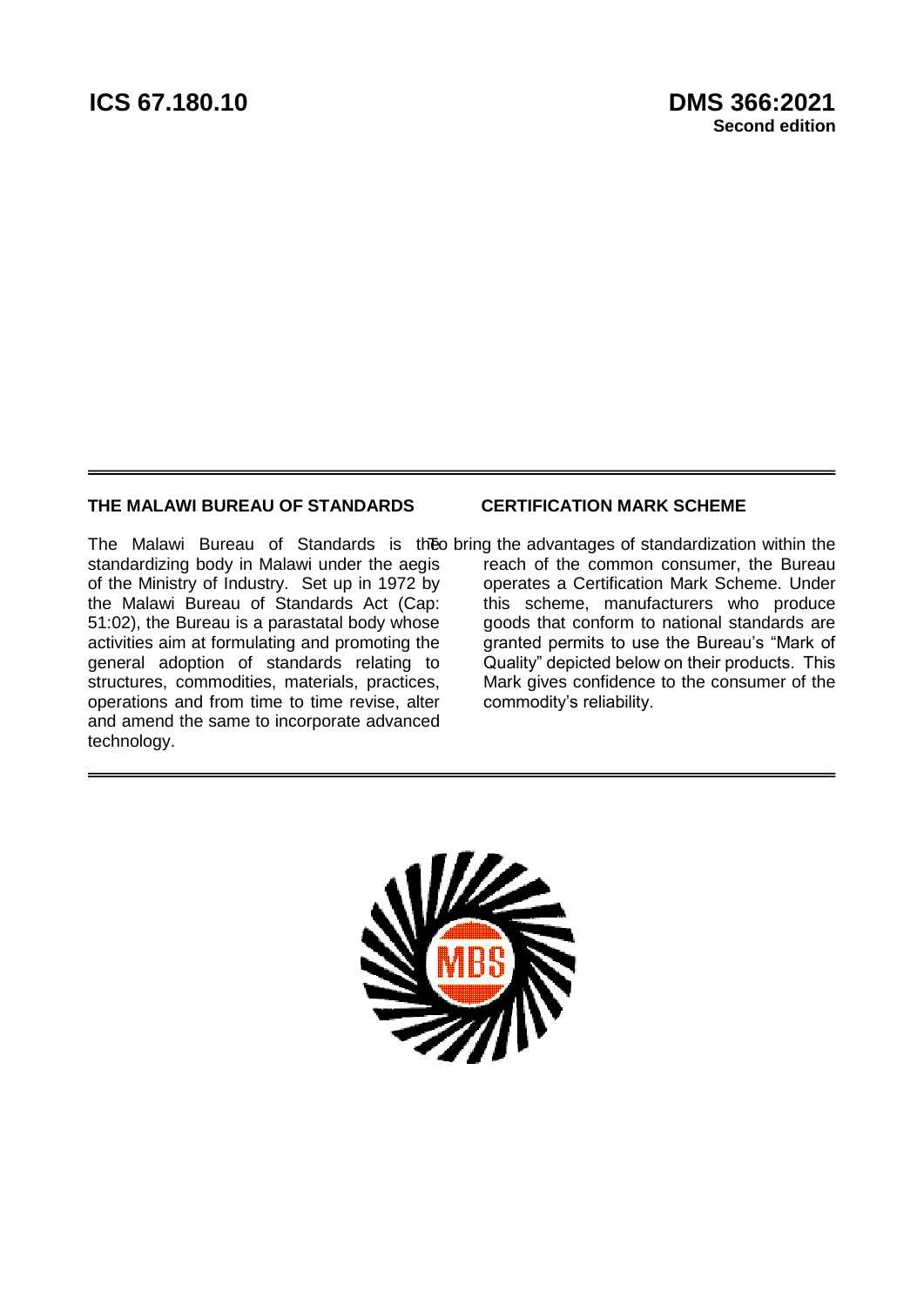ICS 67.180.10

DMS 366:2021
**Second edition**

---

**THE MALAWI BUREAU OF STANDARDS**

The Malawi Bureau of Standards is the standardizing body in Malawi under the aegis of the Ministry of Industry. Set up in 1972 by the Malawi Bureau of Standards Act (Cap: 51:02), the Bureau is a parastatal body whose activities aim at formulating and promoting the general adoption of standards relating to structures, commodities, materials, practices, operations and from time to time revise, alter and amend the same to incorporate advanced technology.

**CERTIFICATION MARK SCHEME**

To bring the advantages of standardization within the reach of the common consumer, the Bureau operates a Certification Mark Scheme. Under this scheme, manufacturers who produce goods that conform to national standards are granted permits to use the Bureau's "Mark of Quality" depicted below on their products. This Mark gives confidence to the consumer of the commodity's reliability.

---

MBS